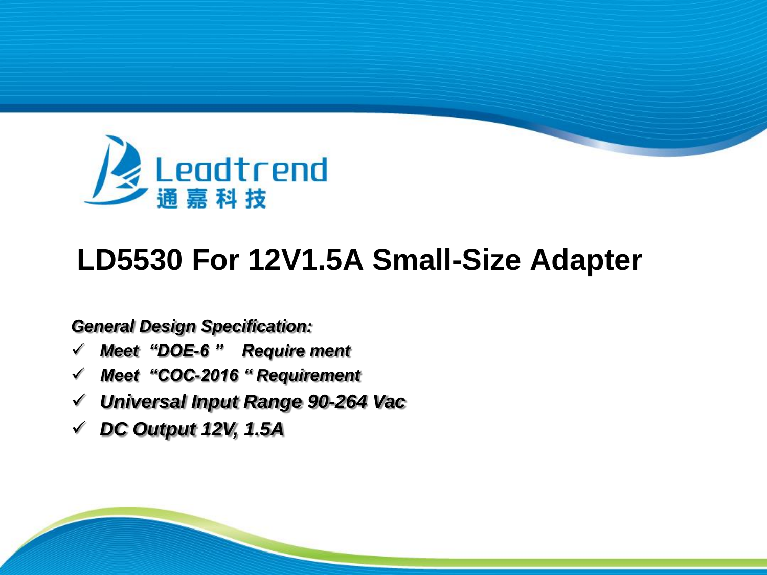Leadtrend
通嘉科技

# LD5530 For 12V1.5A Small-Size Adapter

***General Design Specification:***

- ***Meet "DOE-6 " Require ment***
- ***Meet "COC-2016 " Requirement***
- ***Universal Input Range 90-264 Vac***
- ***DC Output 12V, 1.5A***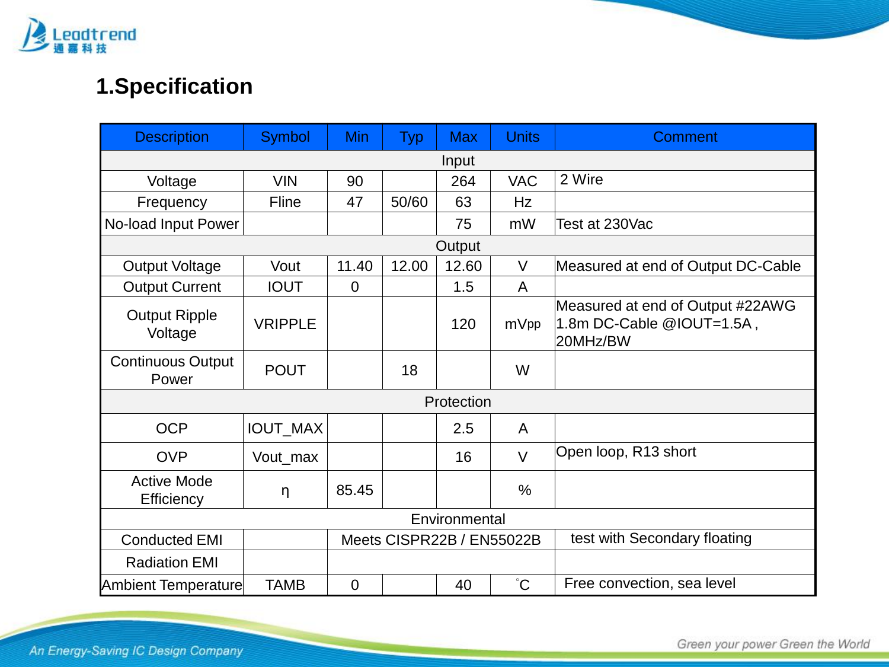# 1.Specification

| Description | Symbol | Min | Typ | Max | Units | Comment |
|---|---|---|---|---|---|---|
| Input | | | | | | |
| Voltage | VIN | 90 | | 264 | VAC | 2 Wire |
| Frequency | Fline | 47 | 50/60 | 63 | Hz | |
| No-load Input Power | | | | 75 | mW | Test at 230Vac |
| Output | | | | | | |
| Output Voltage | Vout | 11.40 | 12.00 | 12.60 | V | Measured at end of Output DC-Cable |
| Output Current | IOUT | 0 | | 1.5 | A | |
| Output Ripple Voltage | VRIPPLE | | | 120 | mVpp | Measured at end of Output #22AWG 1.8m DC-Cable @IOUT=1.5A , 20MHz/BW |
| Continuous Output Power | POUT | | 18 | | W | |
| Protection | | | | | | |
| OCP | IOUT_MAX | | | 2.5 | A | |
| OVP | Vout_max | | | 16 | V | Open loop, R13 short |
| Active Mode Efficiency | η | 85.45 | | | % | |
| Environmental | | | | | | |
| Conducted EMI | | Meets CISPR22B / EN55022B | | | | test with Secondary floating |
| Radiation EMI | | | | | | |
| Ambient Temperature | TAMB | 0 | | 40 | °C | Free convection, sea level |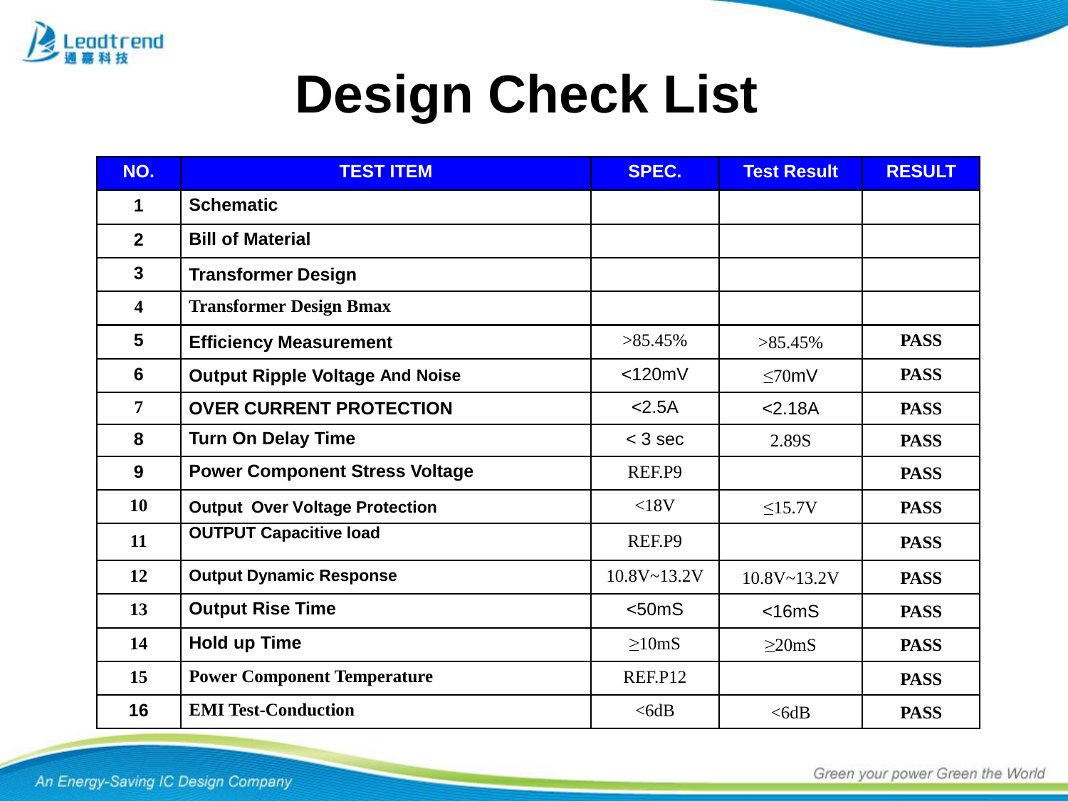# Design Check List

| NO. | TEST ITEM | SPEC. | Test Result | RESULT |
|---|---|---|---|---|
| 1 | Schematic | | | |
| 2 | Bill of Material | | | |
| 3 | Transformer Design | | | |
| 4 | Transformer Design Bmax | | | |
| 5 | Efficiency Measurement | >85.45% | >85.45% | PASS |
| 6 | Output Ripple Voltage And Noise | <120mV | ≤70mV | PASS |
| 7 | OVER CURRENT PROTECTION | <2.5A | <2.18A | PASS |
| 8 | Turn On Delay Time | < 3 sec | 2.89S | PASS |
| 9 | Power Component Stress Voltage | REF.P9 | | PASS |
| 10 | Output Over Voltage Protection | <18V | ≤15.7V | PASS |
| 11 | OUTPUT Capacitive load | REF.P9 | | PASS |
| 12 | Output Dynamic Response | 10.8V~13.2V | 10.8V~13.2V | PASS |
| 13 | Output Rise Time | <50mS | <16mS | PASS |
| 14 | Hold up Time | ≥10mS | ≥20mS | PASS |
| 15 | Power Component Temperature | REF.P12 | | PASS |
| 16 | EMI Test-Conduction | <6dB | <6dB | PASS |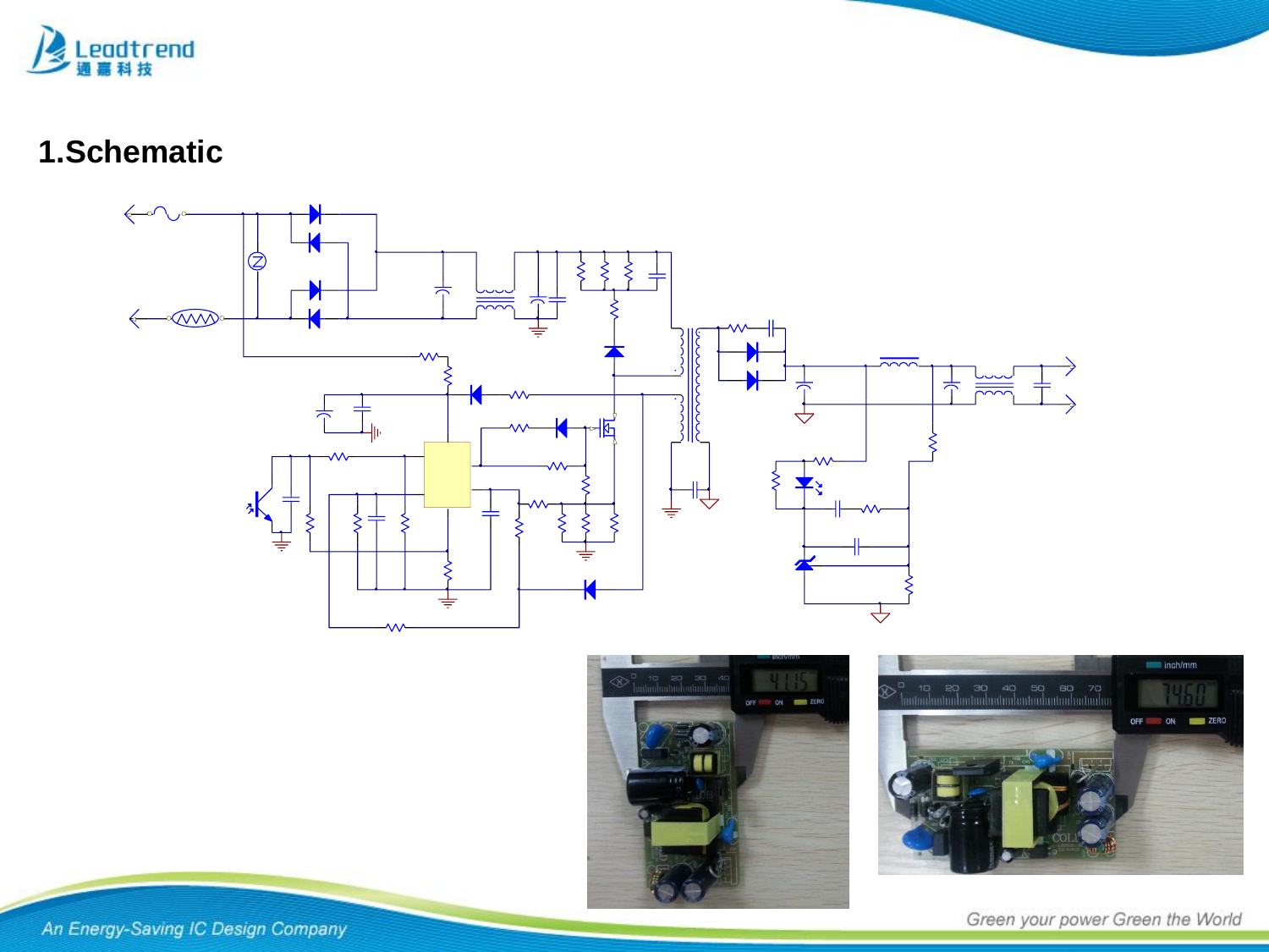# 1.Schematic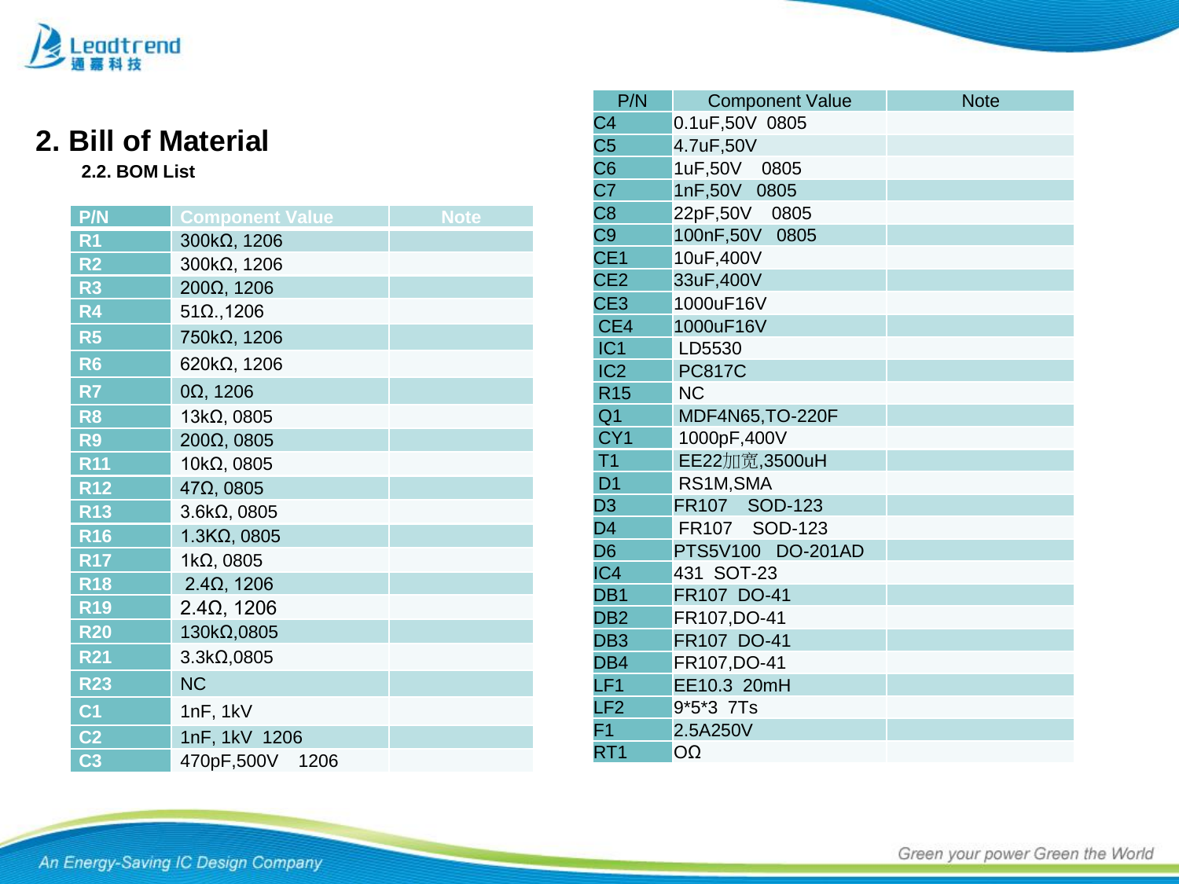## 2. Bill of Material

### 2.2. BOM List

| P/N | Component Value | Note |
|---|---|---|
| R1 | 300kΩ, 1206 | |
| R2 | 300kΩ, 1206 | |
| R3 | 200Ω, 1206 | |
| R4 | 51Ω.,1206 | |
| R5 | 750kΩ, 1206 | |
| R6 | 620kΩ, 1206 | |
| R7 | 0Ω, 1206 | |
| R8 | 13kΩ, 0805 | |
| R9 | 200Ω, 0805 | |
| R11 | 10kΩ, 0805 | |
| R12 | 47Ω, 0805 | |
| R13 | 3.6kΩ, 0805 | |
| R16 | 1.3KΩ, 0805 | |
| R17 | 1kΩ, 0805 | |
| R18 | 2.4Ω, 1206 | |
| R19 | 2.4Ω, 1206 | |
| R20 | 130kΩ,0805 | |
| R21 | 3.3kΩ,0805 | |
| R23 | NC | |
| C1 | 1nF, 1kV | |
| C2 | 1nF, 1kV 1206 | |
| C3 | 470pF,500V 1206 | |
| C4 | 0.1uF,50V 0805 | |
| C5 | 4.7uF,50V | |
| C6 | 1uF,50V 0805 | |
| C7 | 1nF,50V 0805 | |
| C8 | 22pF,50V 0805 | |
| C9 | 100nF,50V 0805 | |
| CE1 | 10uF,400V | |
| CE2 | 33uF,400V | |
| CE3 | 1000uF16V | |
| CE4 | 1000uF16V | |
| IC1 | LD5530 | |
| IC2 | PC817C | |
| R15 | NC | |
| Q1 | MDF4N65,TO-220F | |
| CY1 | 1000pF,400V | |
| T1 | EE22加宽,3500uH | |
| D1 | RS1M,SMA | |
| D3 | FR107 SOD-123 | |
| D4 | FR107 SOD-123 | |
| D6 | PTS5V100 DO-201AD | |
| IC4 | 431 SOT-23 | |
| DB1 | FR107 DO-41 | |
| DB2 | FR107,DO-41 | |
| DB3 | FR107 DO-41 | |
| DB4 | FR107,DO-41 | |
| LF1 | EE10.3 20mH | |
| LF2 | 9*5*3 7Ts | |
| F1 | 2.5A250V | |
| RT1 | OΩ | |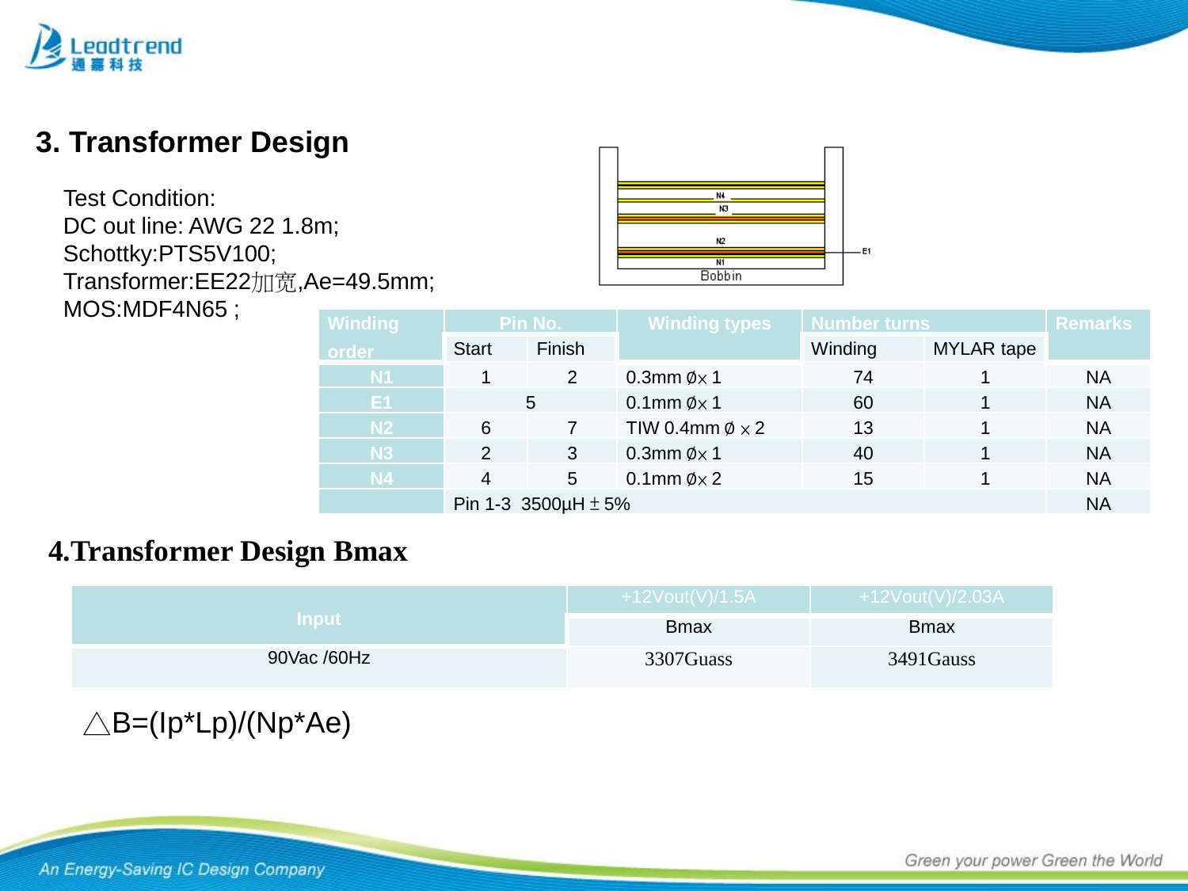## 3. Transformer Design

Test Condition:
DC out line: AWG 22 1.8m;
Schottky:PTS5V100;
Transformer:EE22加宽,Ae=49.5mm;
MOS:MDF4N65 ;

| Winding order | Pin No. | | Winding types | Number turns | | Remarks |
|---|---|---|---|---|---|---|
| | Start | Finish | | Winding | MYLAR tape | |
| N1 | 1 | 2 | 0.3mm Ø× 1 | 74 | 1 | NA |
| E1 | 5 | | 0.1mm Ø× 1 | 60 | 1 | NA |
| N2 | 6 | 7 | TIW 0.4mm Ø × 2 | 13 | 1 | NA |
| N3 | 2 | 3 | 0.3mm Ø× 1 | 40 | 1 | NA |
| N4 | 4 | 5 | 0.1mm Ø× 2 | 15 | 1 | NA |
| | Pin 1-3 3500μH ± 5% | | | | | NA |

## 4.Transformer Design Bmax

| Input | +12Vout(V)/1.5A | +12Vout(V)/2.03A |
|---|---|---|
| | Bmax | Bmax |
| 90Vac /60Hz | 3307Guass | 3491Gauss |

△B=(Ip*Lp)/(Np*Ae)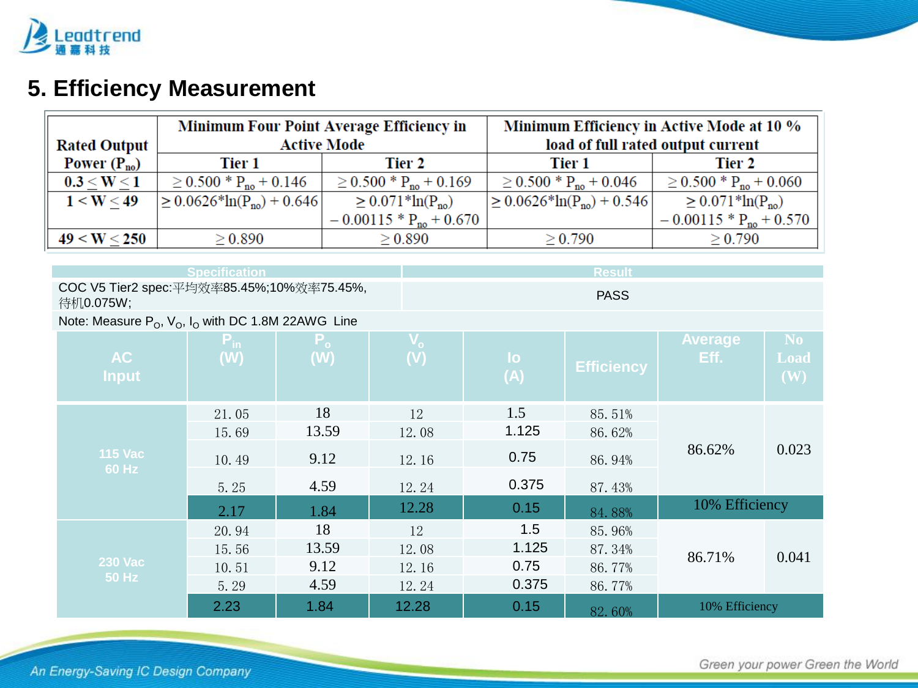## 5. Efficiency Measurement

| Rated Output Power ($P_{no}$) | Minimum Four Point Average Efficiency in Active Mode | | Minimum Efficiency in Active Mode at 10 % load of full rated output current | |
|---|---|---|---|---|
| | Tier 1 | Tier 2 | Tier 1 | Tier 2 |
| $0.3 \leq W \leq 1$ | $\geq 0.500 * P_{no} + 0.146$ | $\geq 0.500 * P_{no} + 0.169$ | $\geq 0.500 * P_{no} + 0.046$ | $\geq 0.500 * P_{no} + 0.060$ |
| $1 < W \leq 49$ | $\geq 0.0626*\ln(P_{no}) + 0.646$ | $\geq 0.071*\ln(P_{no}) - 0.00115 * P_{no} + 0.670$ | $\geq 0.0626*\ln(P_{no}) + 0.546$ | $\geq 0.071*\ln(P_{no}) - 0.00115 * P_{no} + 0.570$ |
| $49 < W \leq 250$ | $\geq 0.890$ | $\geq 0.890$ | $\geq 0.790$ | $\geq 0.790$ |

| Specification | Result |
|---|---|
| COC V5 Tier2 spec:平均效率85.45%;10%效率75.45%,待机0.075W; | PASS |

Note: Measure $P_O$, $V_O$, $I_O$ with DC 1.8M 22AWG Line

| AC Input | $P_{in}$ (W) | $P_o$ (W) | $V_o$ (V) | Io (A) | Efficiency | Average Eff. | No Load (W) |
|---|---|---|---|---|---|---|---|
| 115 Vac 60 Hz | 21.05 | 18 | 12 | 1.5 | 85.51% | 86.62% | 0.023 |
| | 15.69 | 13.59 | 12.08 | 1.125 | 86.62% | | |
| | 10.49 | 9.12 | 12.16 | 0.75 | 86.94% | | |
| | 5.25 | 4.59 | 12.24 | 0.375 | 87.43% | | |
| | 2.17 | 1.84 | 12.28 | 0.15 | 84.88% | 10% Efficiency | |
| 230 Vac 50 Hz | 20.94 | 18 | 12 | 1.5 | 85.96% | 86.71% | 0.041 |
| | 15.56 | 13.59 | 12.08 | 1.125 | 87.34% | | |
| | 10.51 | 9.12 | 12.16 | 0.75 | 86.77% | | |
| | 5.29 | 4.59 | 12.24 | 0.375 | 86.77% | | |
| | 2.23 | 1.84 | 12.28 | 0.15 | 82.60% | 10% Efficiency | |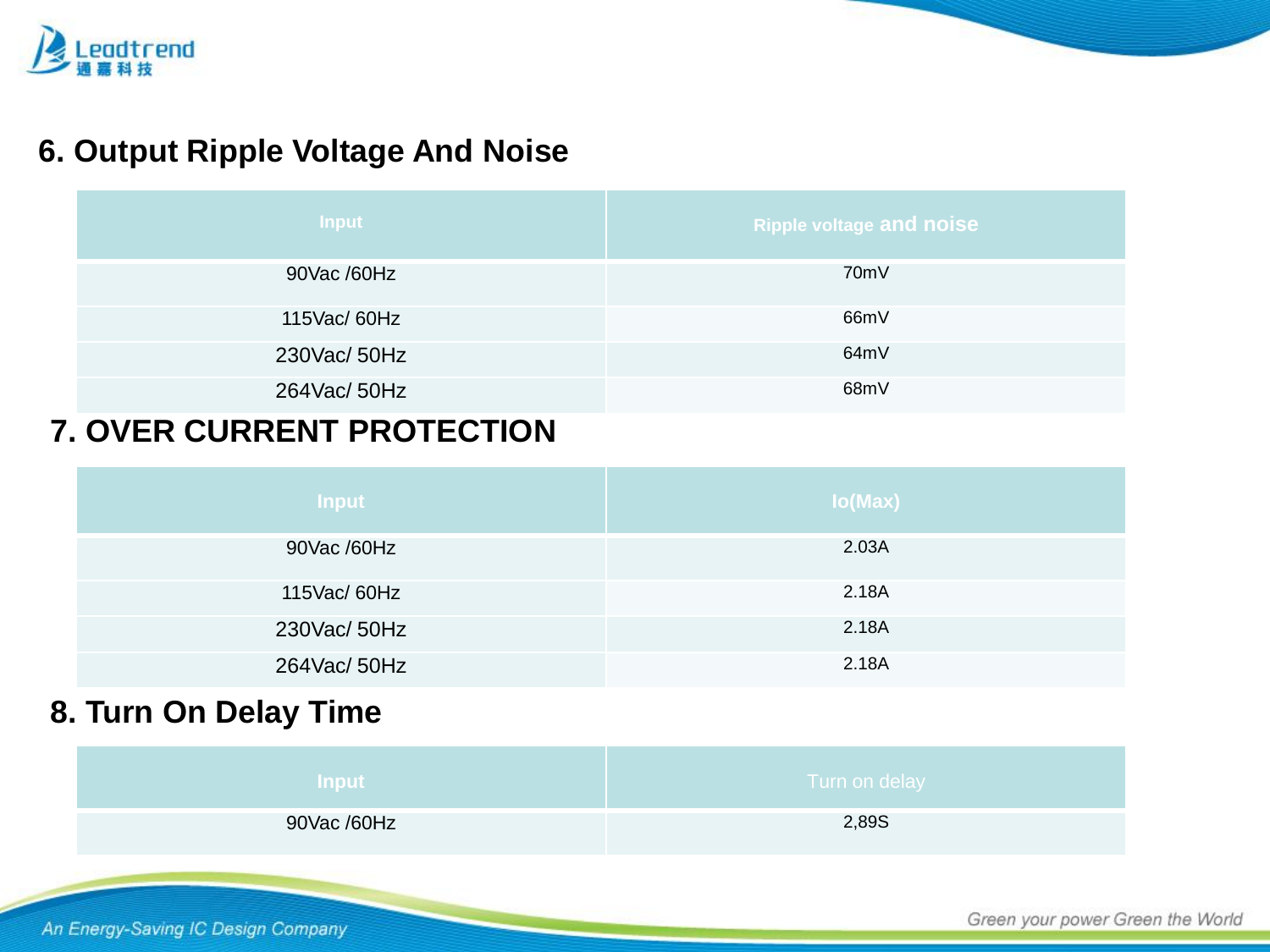## 6. Output Ripple Voltage And Noise

| Input | Ripple voltage and noise |
|---|---|
| 90Vac /60Hz | 70mV |
| 115Vac/ 60Hz | 66mV |
| 230Vac/ 50Hz | 64mV |
| 264Vac/ 50Hz | 68mV |

## 7. OVER CURRENT PROTECTION

| Input | Io(Max) |
|---|---|
| 90Vac /60Hz | 2.03A |
| 115Vac/ 60Hz | 2.18A |
| 230Vac/ 50Hz | 2.18A |
| 264Vac/ 50Hz | 2.18A |

## 8. Turn On Delay Time

| Input | Turn on delay |
|---|---|
| 90Vac /60Hz | 2,89S |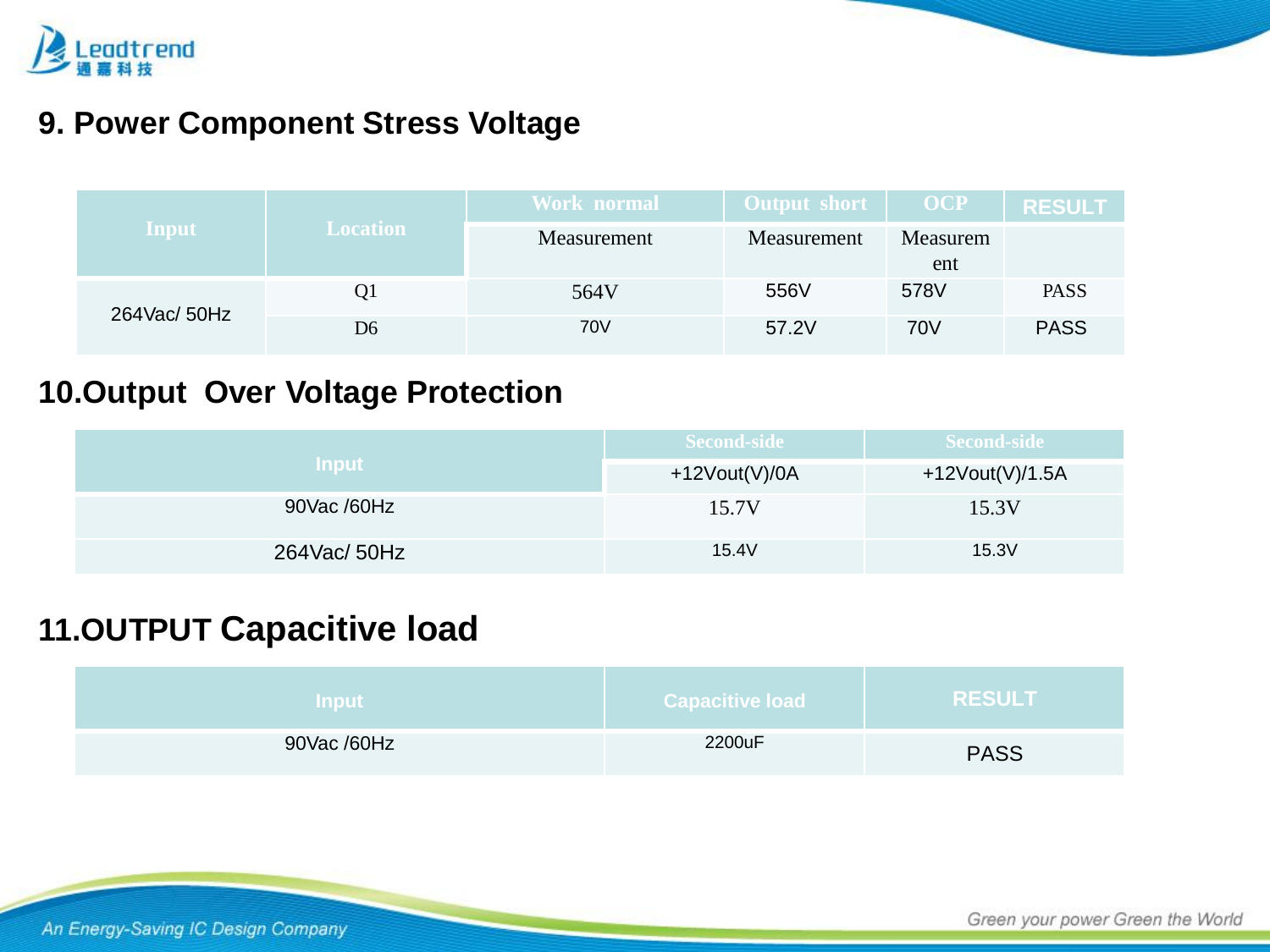## 9. Power Component Stress Voltage

| Input | Location | Work normal | Output short | OCP | RESULT |
|---|---|---|---|---|---|
| | | Measurement | Measurement | Measurement | |
| 264Vac/ 50Hz | Q1 | 564V | 556V | 578V | PASS |
| | D6 | 70V | 57.2V | 70V | PASS |

## 10.Output Over Voltage Protection

| Input | Second-side | Second-side |
|---|---|---|
| | +12Vout(V)/0A | +12Vout(V)/1.5A |
| 90Vac /60Hz | 15.7V | 15.3V |
| 264Vac/ 50Hz | 15.4V | 15.3V |

## 11.OUTPUT Capacitive load

| Input | Capacitive load | RESULT |
|---|---|---|
| 90Vac /60Hz | 2200uF | PASS |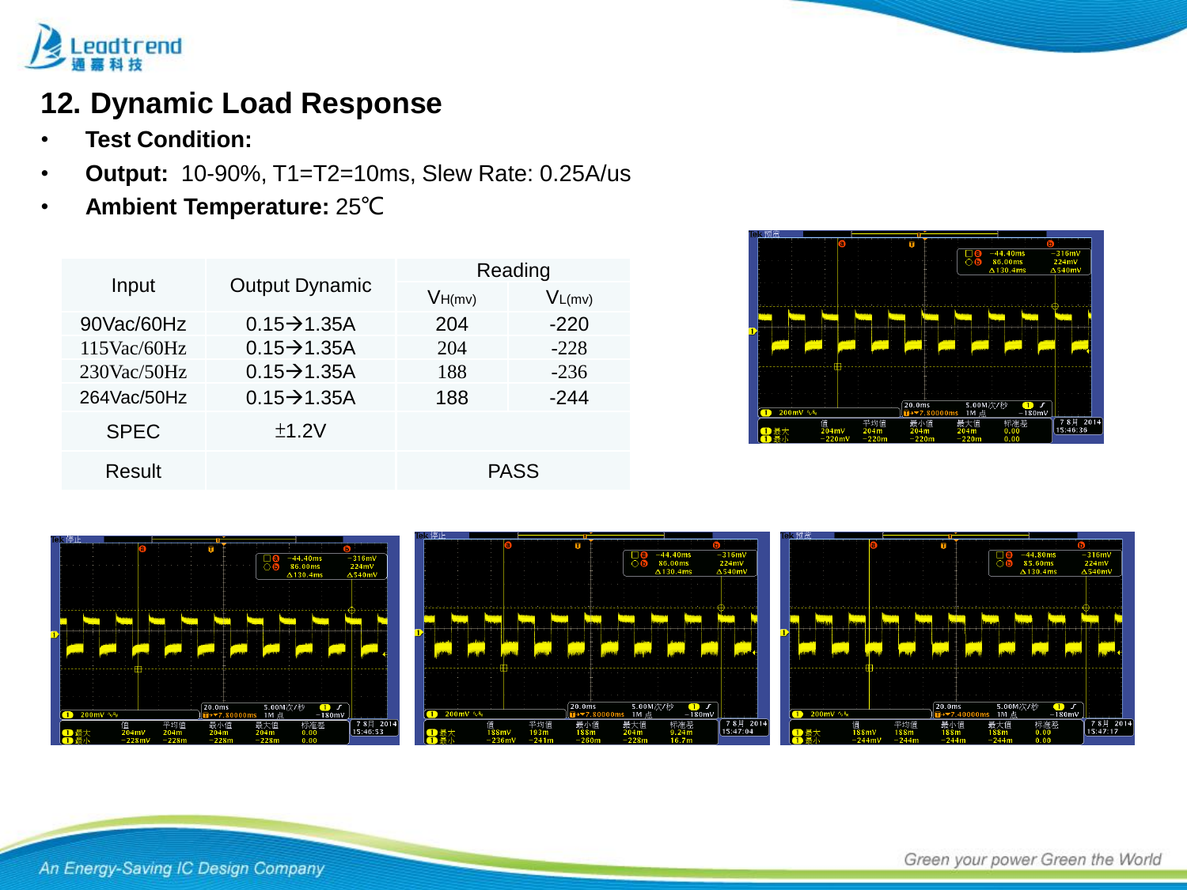# 12. Dynamic Load Response

- **Test Condition:**
- **Output:** 10-90%, T1=T2=10ms, Slew Rate: 0.25A/us
- **Ambient Temperature:** 25℃

| Input | Output Dynamic | Reading | |
|---|---|---|---|
| | | $V_{H(mv)}$ | $V_{L(mv)}$ |
| 90Vac/60Hz | 0.15→1.35A | 204 | -220 |
| 115Vac/60Hz | 0.15→1.35A | 204 | -228 |
| 230Vac/50Hz | 0.15→1.35A | 188 | -236 |
| 264Vac/50Hz | 0.15→1.35A | 188 | -244 |
| SPEC | ±1.2V | | |
| Result | | PASS | |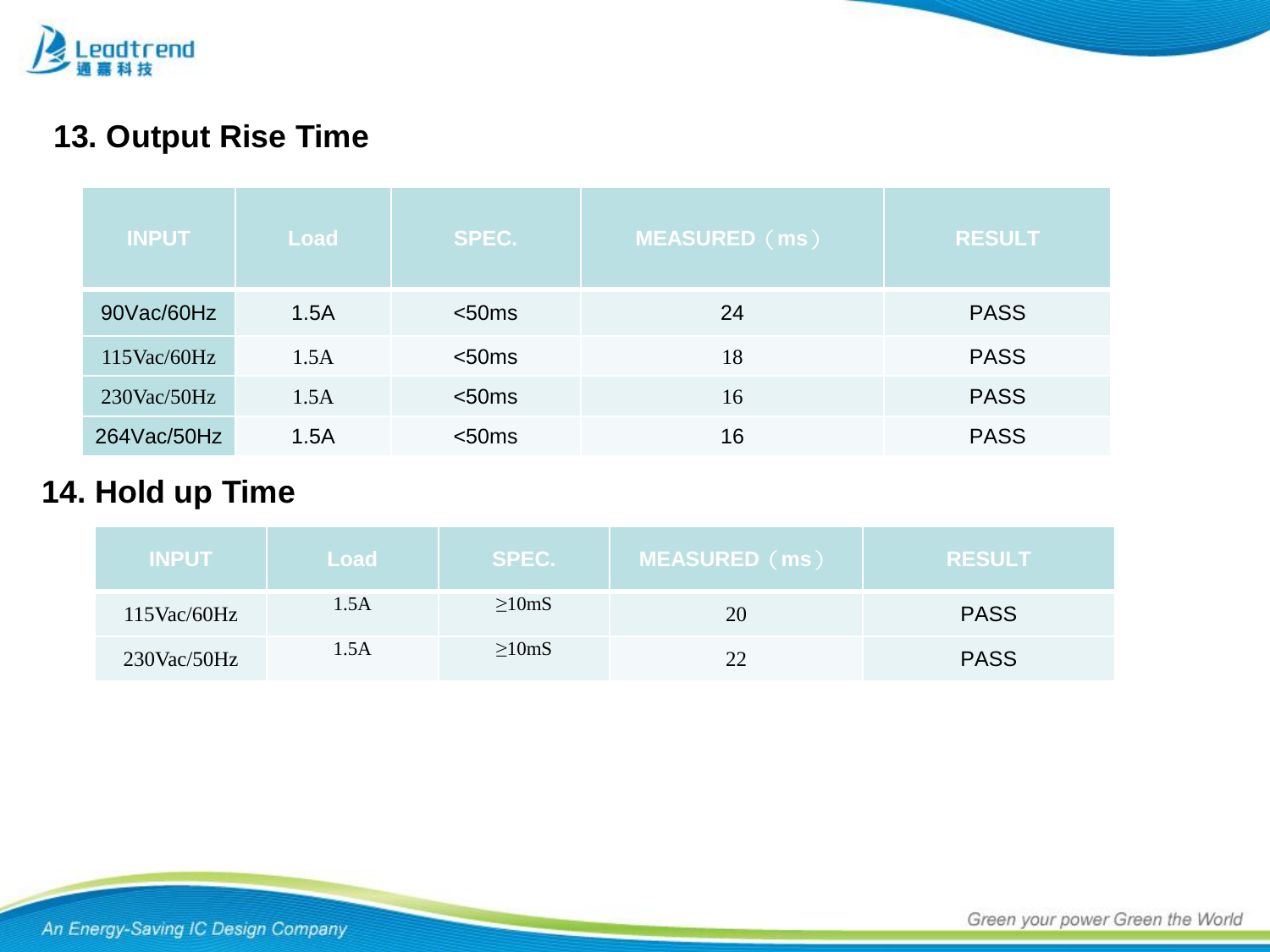## 13. Output Rise Time

| INPUT | Load | SPEC. | MEASURED（ms） | RESULT |
|---|---|---|---|---|
| 90Vac/60Hz | 1.5A | <50ms | 24 | PASS |
| 115Vac/60Hz | 1.5A | <50ms | 18 | PASS |
| 230Vac/50Hz | 1.5A | <50ms | 16 | PASS |
| 264Vac/50Hz | 1.5A | <50ms | 16 | PASS |

## 14. Hold up Time

| INPUT | Load | SPEC. | MEASURED（ms） | RESULT |
|---|---|---|---|---|
| 115Vac/60Hz | 1.5A | ≥10mS | 20 | PASS |
| 230Vac/50Hz | 1.5A | ≥10mS | 22 | PASS |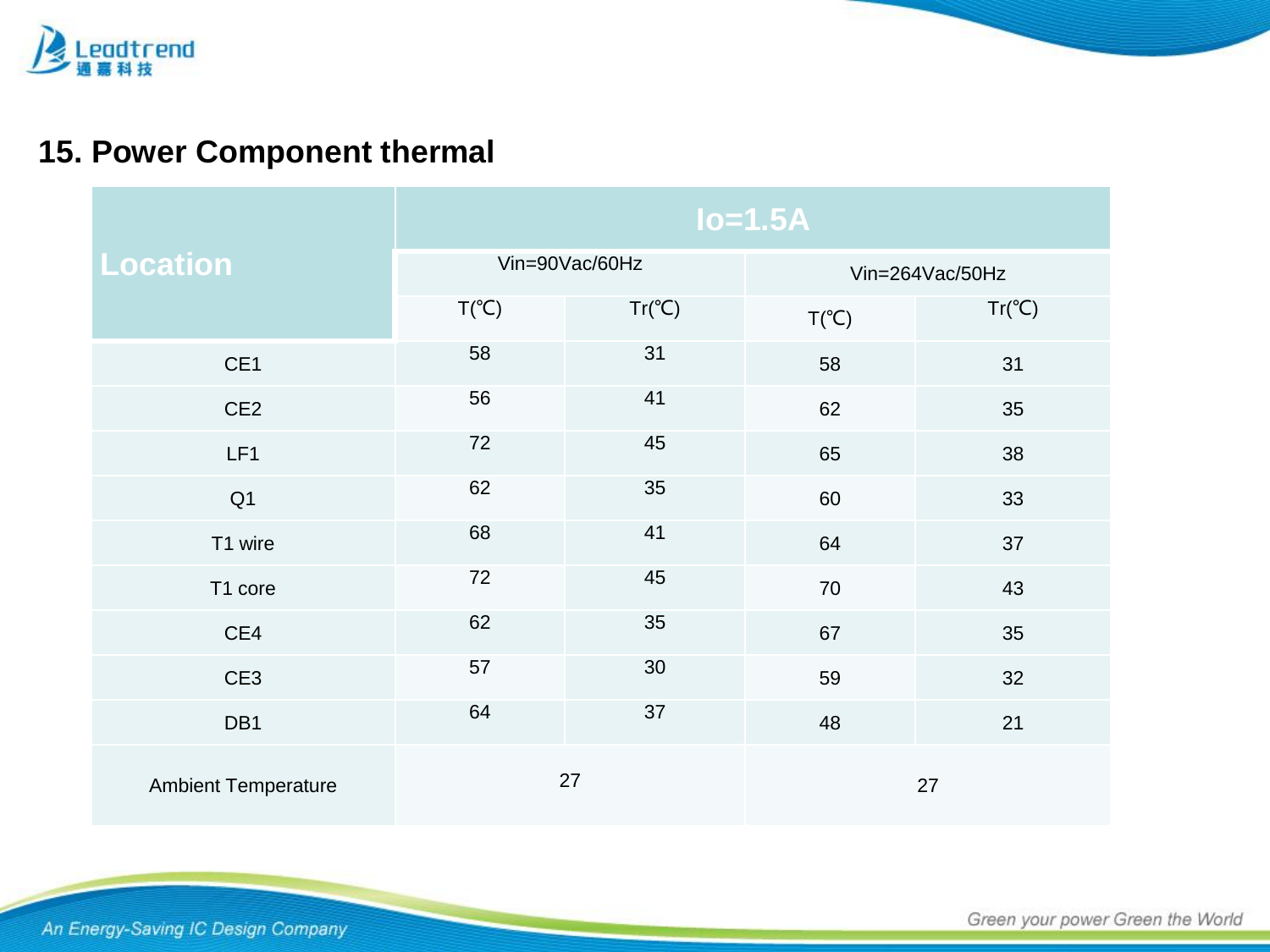## 15. Power Component thermal

| Location | Io=1.5A | | | |
|---|---|---|---|---|
| | Vin=90Vac/60Hz | | Vin=264Vac/50Hz | |
| | T(℃) | Tr(℃) | T(℃) | Tr(℃) |
| CE1 | 58 | 31 | 58 | 31 |
| CE2 | 56 | 41 | 62 | 35 |
| LF1 | 72 | 45 | 65 | 38 |
| Q1 | 62 | 35 | 60 | 33 |
| T1 wire | 68 | 41 | 64 | 37 |
| T1 core | 72 | 45 | 70 | 43 |
| CE4 | 62 | 35 | 67 | 35 |
| CE3 | 57 | 30 | 59 | 32 |
| DB1 | 64 | 37 | 48 | 21 |
| Ambient Temperature | 27 | | 27 | |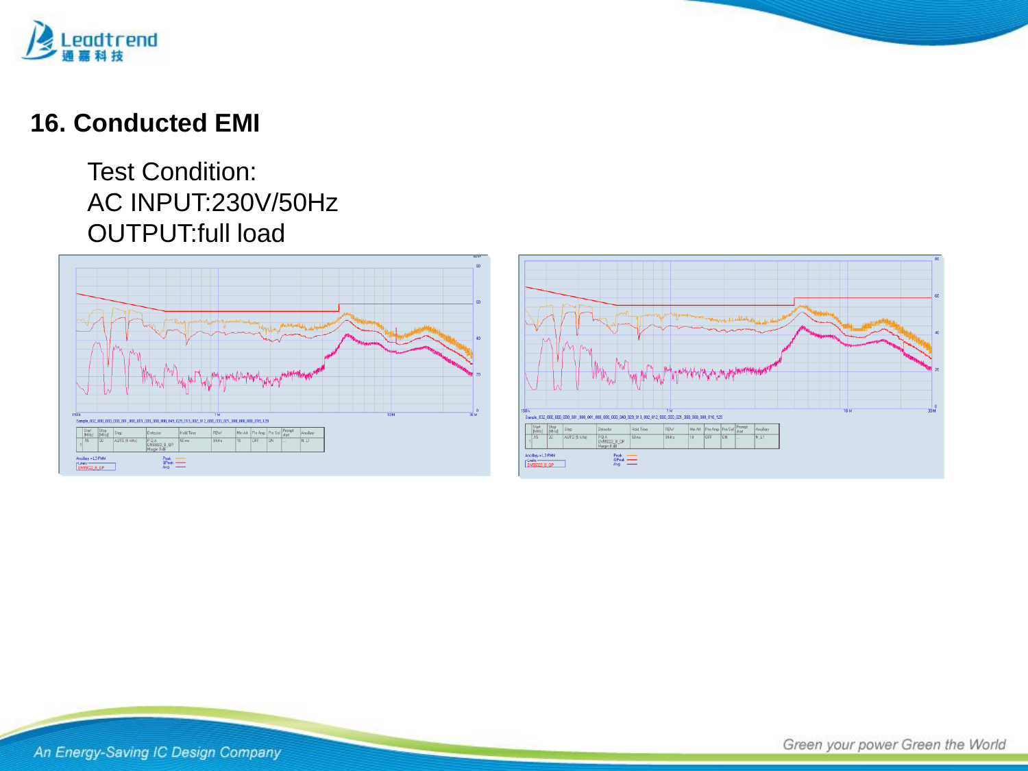## 16. Conducted EMI

Test Condition:
AC INPUT:230V/50Hz
OUTPUT:full load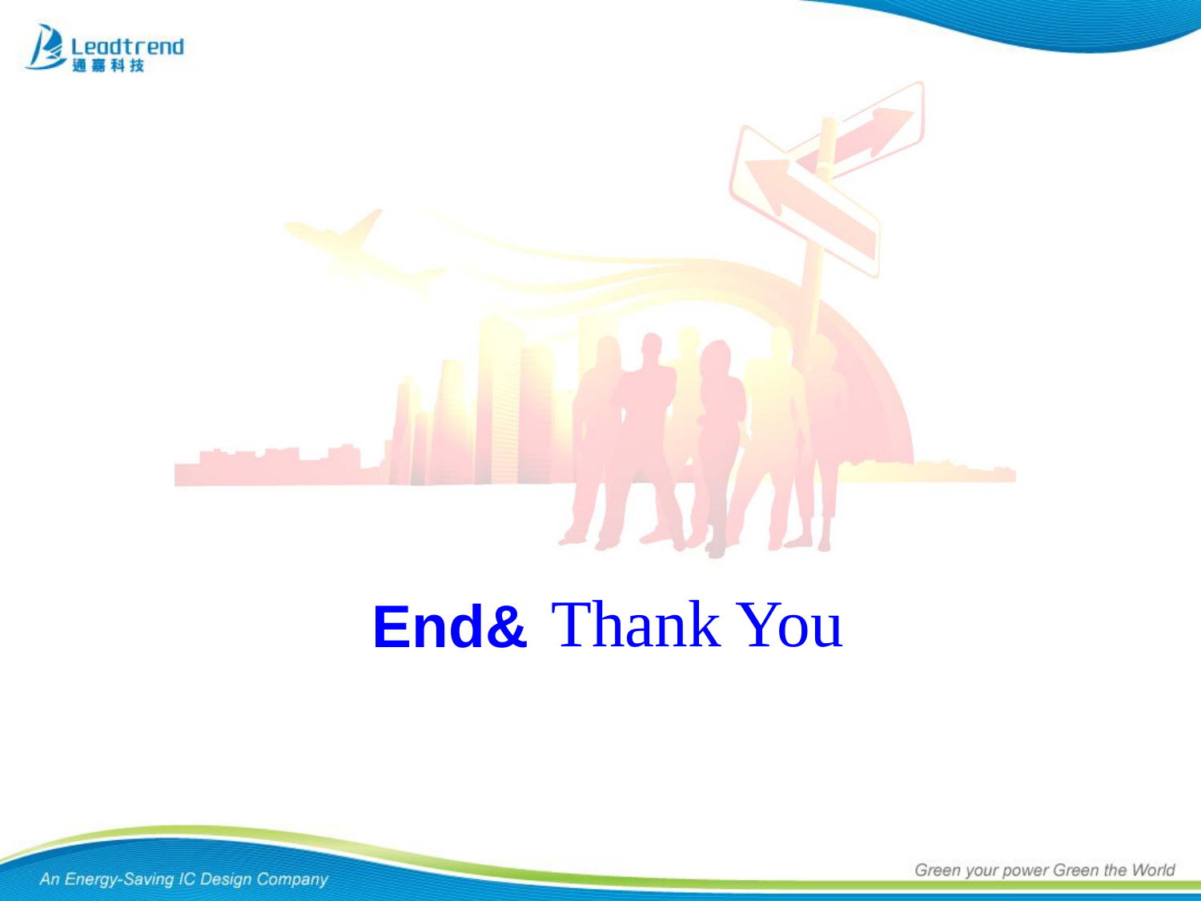# End& Thank You